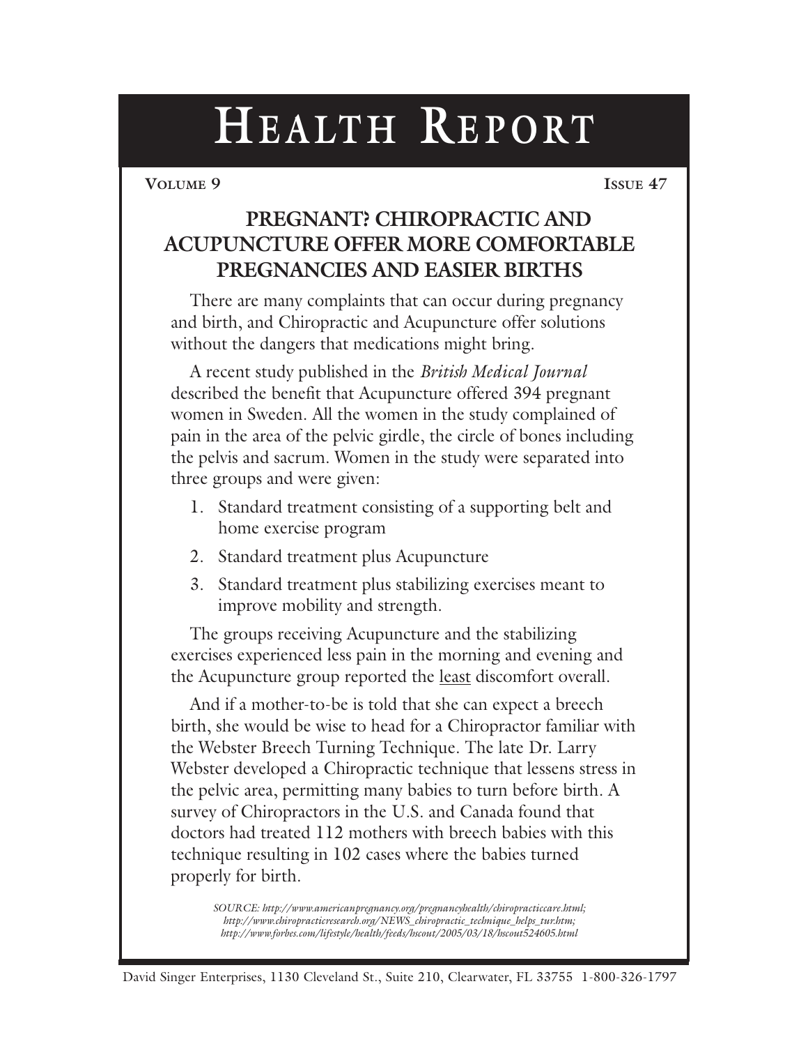# Health Report

# PREGNANT? CHIROPRACTIC AND ACUPUNCTURE OFFER MORE COMFORTABLE PREGNANCIES AND EASIER BIRTHS

There are many complaints that can occur during pregnancy and birth, and Chiropractic and Acupuncture offer solutions without the dangers that medications might bring.

A recent study published in the *British Medical Journal* described the benefit that Acupuncture offered 394 pregnant women in Sweden. All the women in the study complained of pain in the area of the pelvic girdle, the circle of bones including the pelvis and sacrum. Women in the study were separated into three groups and were given:

1. Standard treatment consisting of a supporting belt and home exercise program
2. Standard treatment plus Acupuncture
3. Standard treatment plus stabilizing exercises meant to improve mobility and strength.

The groups receiving Acupuncture and the stabilizing exercises experienced less pain in the morning and evening and the Acupuncture group reported the <u>least</u> discomfort overall.

And if a mother-to-be is told that she can expect a breech birth, she would be wise to head for a Chiropractor familiar with the Webster Breech Turning Technique. The late Dr. Larry Webster developed a Chiropractic technique that lessens stress in the pelvic area, permitting many babies to turn before birth. A survey of Chiropractors in the U.S. and Canada found that doctors had treated 112 mothers with breech babies with this technique resulting in 102 cases where the babies turned properly for birth.

*SOURCE: http://www.americanpregnancy.org/pregnancyhealth/chiropracticcare.html; http://www.chiropracticresearch.org/NEWS_chiropractic_technique_helps_tur.htm; http://www.forbes.com/lifestyle/health/feeds/hscout/2005/03/18/hscout524605.html*

David Singer Enterprises, 1130 Cleveland St., Suite 210, Clearwater, FL 33755 1-800-326-1797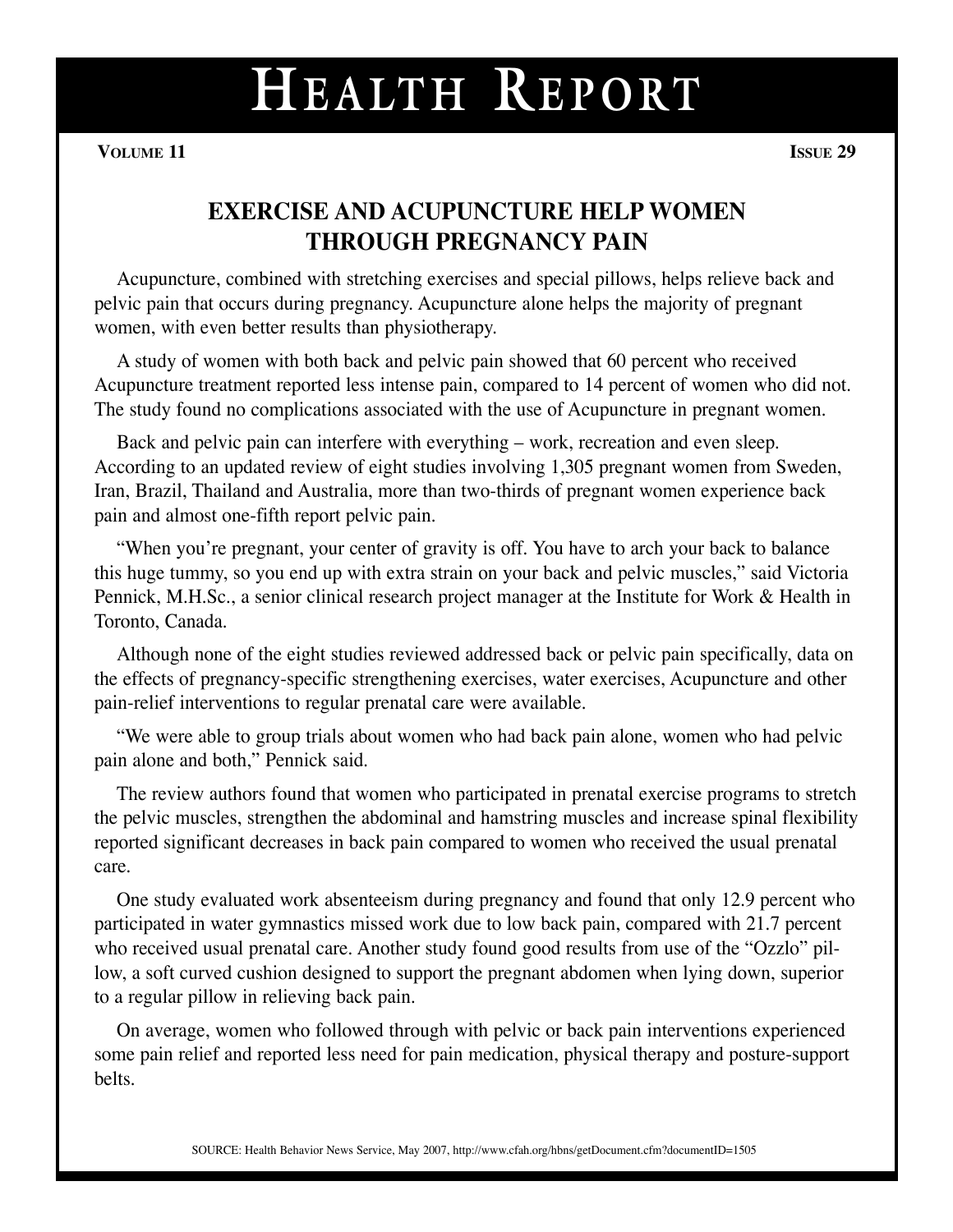# HEALTH REPORT

## EXERCISE AND ACUPUNCTURE HELP WOMEN THROUGH PREGNANCY PAIN

Acupuncture, combined with stretching exercises and special pillows, helps relieve back and pelvic pain that occurs during pregnancy. Acupuncture alone helps the majority of pregnant women, with even better results than physiotherapy.

A study of women with both back and pelvic pain showed that 60 percent who received Acupuncture treatment reported less intense pain, compared to 14 percent of women who did not. The study found no complications associated with the use of Acupuncture in pregnant women.

Back and pelvic pain can interfere with everything – work, recreation and even sleep. According to an updated review of eight studies involving 1,305 pregnant women from Sweden, Iran, Brazil, Thailand and Australia, more than two-thirds of pregnant women experience back pain and almost one-fifth report pelvic pain.

"When you're pregnant, your center of gravity is off. You have to arch your back to balance this huge tummy, so you end up with extra strain on your back and pelvic muscles," said Victoria Pennick, M.H.Sc., a senior clinical research project manager at the Institute for Work & Health in Toronto, Canada.

Although none of the eight studies reviewed addressed back or pelvic pain specifically, data on the effects of pregnancy-specific strengthening exercises, water exercises, Acupuncture and other pain-relief interventions to regular prenatal care were available.

"We were able to group trials about women who had back pain alone, women who had pelvic pain alone and both," Pennick said.

The review authors found that women who participated in prenatal exercise programs to stretch the pelvic muscles, strengthen the abdominal and hamstring muscles and increase spinal flexibility reported significant decreases in back pain compared to women who received the usual prenatal care.

One study evaluated work absenteeism during pregnancy and found that only 12.9 percent who participated in water gymnastics missed work due to low back pain, compared with 21.7 percent who received usual prenatal care. Another study found good results from use of the "Ozzlo" pillow, a soft curved cushion designed to support the pregnant abdomen when lying down, superior to a regular pillow in relieving back pain.

On average, women who followed through with pelvic or back pain interventions experienced some pain relief and reported less need for pain medication, physical therapy and posture-support belts.

SOURCE: Health Behavior News Service, May 2007, http://www.cfah.org/hbns/getDocument.cfm?documentID=1505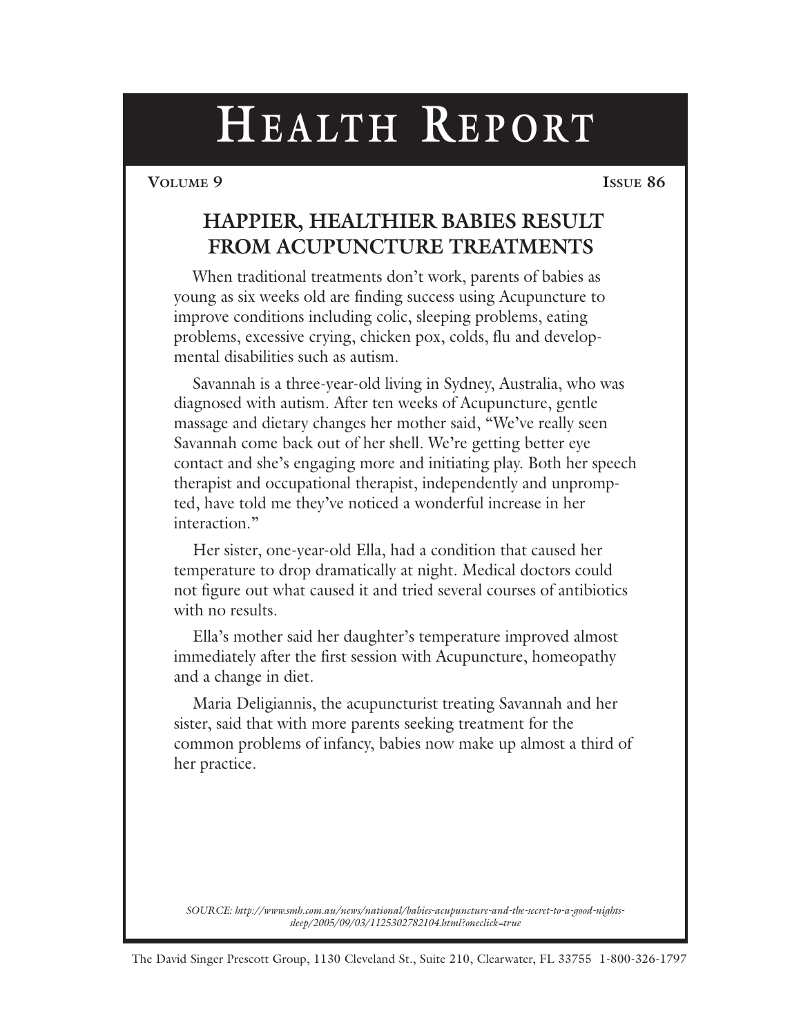# Health Report

**Volume 9** **Issue 86**

## HAPPIER, HEALTHIER BABIES RESULT FROM ACUPUNCTURE TREATMENTS

When traditional treatments don't work, parents of babies as young as six weeks old are finding success using Acupuncture to improve conditions including colic, sleeping problems, eating problems, excessive crying, chicken pox, colds, flu and developmental disabilities such as autism.

Savannah is a three-year-old living in Sydney, Australia, who was diagnosed with autism. After ten weeks of Acupuncture, gentle massage and dietary changes her mother said, "We've really seen Savannah come back out of her shell. We're getting better eye contact and she's engaging more and initiating play. Both her speech therapist and occupational therapist, independently and unprompted, have told me they've noticed a wonderful increase in her interaction."

Her sister, one-year-old Ella, had a condition that caused her temperature to drop dramatically at night. Medical doctors could not figure out what caused it and tried several courses of antibiotics with no results.

Ella's mother said her daughter's temperature improved almost immediately after the first session with Acupuncture, homeopathy and a change in diet.

Maria Deligiannis, the acupuncturist treating Savannah and her sister, said that with more parents seeking treatment for the common problems of infancy, babies now make up almost a third of her practice.

*SOURCE: http://www.smh.com.au/news/national/babies-acupuncture-and-the-secret-to-a-good-nights-sleep/2005/09/03/1125302782104.html?oneclick=true*

The David Singer Prescott Group, 1130 Cleveland St., Suite 210, Clearwater, FL 33755 1-800-326-1797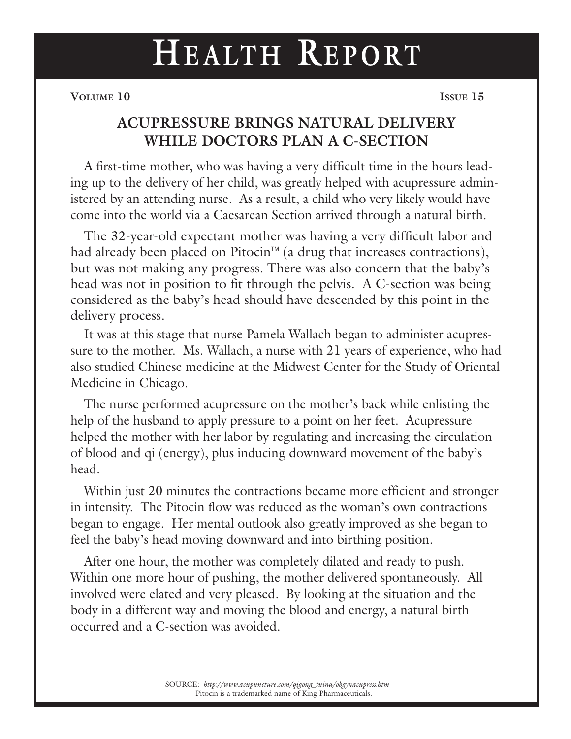# Health Report

**Volume 10** **Issue 15**

## ACUPRESSURE BRINGS NATURAL DELIVERY WHILE DOCTORS PLAN A C-SECTION

A first-time mother, who was having a very difficult time in the hours leading up to the delivery of her child, was greatly helped with acupressure administered by an attending nurse. As a result, a child who very likely would have come into the world via a Caesarean Section arrived through a natural birth.

The 32-year-old expectant mother was having a very difficult labor and had already been placed on Pitocin™ (a drug that increases contractions), but was not making any progress. There was also concern that the baby's head was not in position to fit through the pelvis. A C-section was being considered as the baby's head should have descended by this point in the delivery process.

It was at this stage that nurse Pamela Wallach began to administer acupressure to the mother. Ms. Wallach, a nurse with 21 years of experience, who had also studied Chinese medicine at the Midwest Center for the Study of Oriental Medicine in Chicago.

The nurse performed acupressure on the mother's back while enlisting the help of the husband to apply pressure to a point on her feet. Acupressure helped the mother with her labor by regulating and increasing the circulation of blood and qi (energy), plus inducing downward movement of the baby's head.

Within just 20 minutes the contractions became more efficient and stronger in intensity. The Pitocin flow was reduced as the woman's own contractions began to engage. Her mental outlook also greatly improved as she began to feel the baby's head moving downward and into birthing position.

After one hour, the mother was completely dilated and ready to push. Within one more hour of pushing, the mother delivered spontaneously. All involved were elated and very pleased. By looking at the situation and the body in a different way and moving the blood and energy, a natural birth occurred and a C-section was avoided.

SOURCE: *http://www.acupuncture.com/qigong_tuina/obgynacupress.htm*
Pitocin is a trademarked name of King Pharmaceuticals.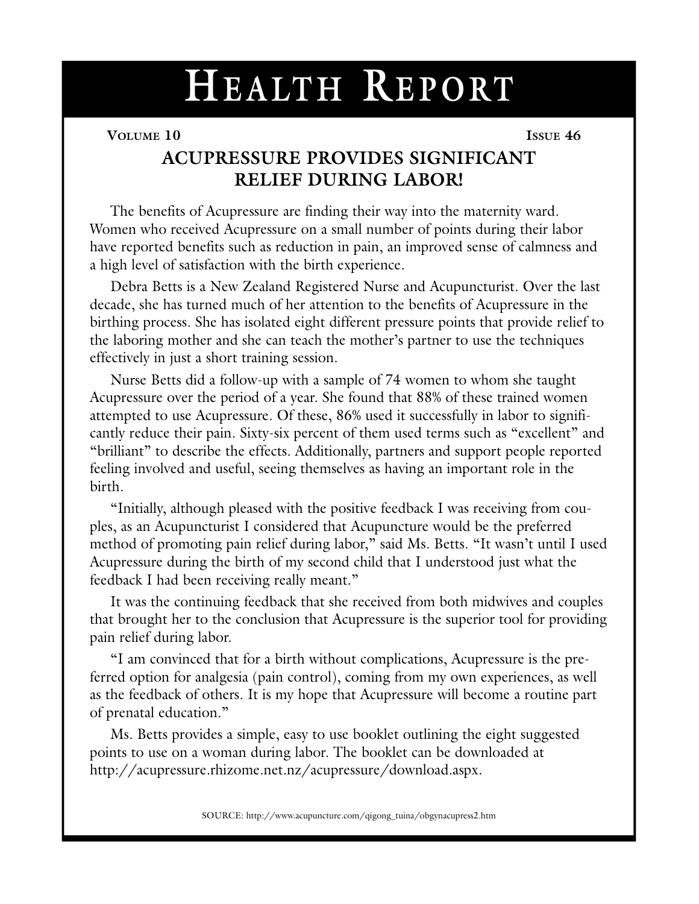# HEALTH REPORT

## ACUPRESSURE PROVIDES SIGNIFICANT RELIEF DURING LABOR!

The benefits of Acupressure are finding their way into the maternity ward. Women who received Acupressure on a small number of points during their labor have reported benefits such as reduction in pain, an improved sense of calmness and a high level of satisfaction with the birth experience.

Debra Betts is a New Zealand Registered Nurse and Acupuncturist. Over the last decade, she has turned much of her attention to the benefits of Acupressure in the birthing process. She has isolated eight different pressure points that provide relief to the laboring mother and she can teach the mother's partner to use the techniques effectively in just a short training session.

Nurse Betts did a follow-up with a sample of 74 women to whom she taught Acupressure over the period of a year. She found that 88% of these trained women attempted to use Acupressure. Of these, 86% used it successfully in labor to significantly reduce their pain. Sixty-six percent of them used terms such as "excellent" and "brilliant" to describe the effects. Additionally, partners and support people reported feeling involved and useful, seeing themselves as having an important role in the birth.

"Initially, although pleased with the positive feedback I was receiving from couples, as an Acupuncturist I considered that Acupuncture would be the preferred method of promoting pain relief during labor," said Ms. Betts. "It wasn't until I used Acupressure during the birth of my second child that I understood just what the feedback I had been receiving really meant."

It was the continuing feedback that she received from both midwives and couples that brought her to the conclusion that Acupressure is the superior tool for providing pain relief during labor.

"I am convinced that for a birth without complications, Acupressure is the preferred option for analgesia (pain control), coming from my own experiences, as well as the feedback of others. It is my hope that Acupressure will become a routine part of prenatal education."

Ms. Betts provides a simple, easy to use booklet outlining the eight suggested points to use on a woman during labor. The booklet can be downloaded at http://acupressure.rhizome.net.nz/acupressure/download.aspx.

SOURCE: http://www.acupuncture.com/qigong_tuina/obgynacupress2.htm